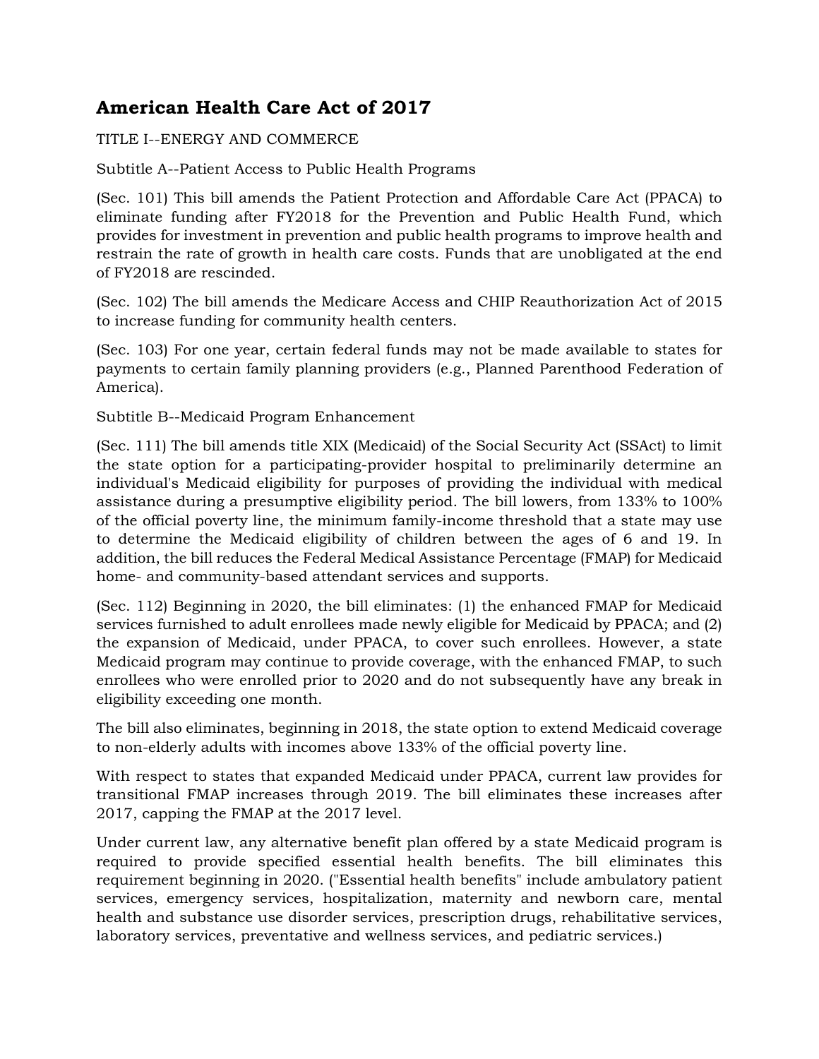# American Health Care Act of 2017

TITLE I--ENERGY AND COMMERCE

Subtitle A--Patient Access to Public Health Programs

(Sec. 101) This bill amends the Patient Protection and Affordable Care Act (PPACA) to eliminate funding after FY2018 for the Prevention and Public Health Fund, which provides for investment in prevention and public health programs to improve health and restrain the rate of growth in health care costs. Funds that are unobligated at the end of FY2018 are rescinded.

(Sec. 102) The bill amends the Medicare Access and CHIP Reauthorization Act of 2015 to increase funding for community health centers.

(Sec. 103) For one year, certain federal funds may not be made available to states for payments to certain family planning providers (e.g., Planned Parenthood Federation of America).

Subtitle B--Medicaid Program Enhancement

(Sec. 111) The bill amends title XIX (Medicaid) of the Social Security Act (SSAct) to limit the state option for a participating-provider hospital to preliminarily determine an individual's Medicaid eligibility for purposes of providing the individual with medical assistance during a presumptive eligibility period. The bill lowers, from 133% to 100% of the official poverty line, the minimum family-income threshold that a state may use to determine the Medicaid eligibility of children between the ages of 6 and 19. In addition, the bill reduces the Federal Medical Assistance Percentage (FMAP) for Medicaid home- and community-based attendant services and supports.

(Sec. 112) Beginning in 2020, the bill eliminates: (1) the enhanced FMAP for Medicaid services furnished to adult enrollees made newly eligible for Medicaid by PPACA; and (2) the expansion of Medicaid, under PPACA, to cover such enrollees. However, a state Medicaid program may continue to provide coverage, with the enhanced FMAP, to such enrollees who were enrolled prior to 2020 and do not subsequently have any break in eligibility exceeding one month.

The bill also eliminates, beginning in 2018, the state option to extend Medicaid coverage to non-elderly adults with incomes above 133% of the official poverty line.

With respect to states that expanded Medicaid under PPACA, current law provides for transitional FMAP increases through 2019. The bill eliminates these increases after 2017, capping the FMAP at the 2017 level.

Under current law, any alternative benefit plan offered by a state Medicaid program is required to provide specified essential health benefits. The bill eliminates this requirement beginning in 2020. ("Essential health benefits" include ambulatory patient services, emergency services, hospitalization, maternity and newborn care, mental health and substance use disorder services, prescription drugs, rehabilitative services, laboratory services, preventative and wellness services, and pediatric services.)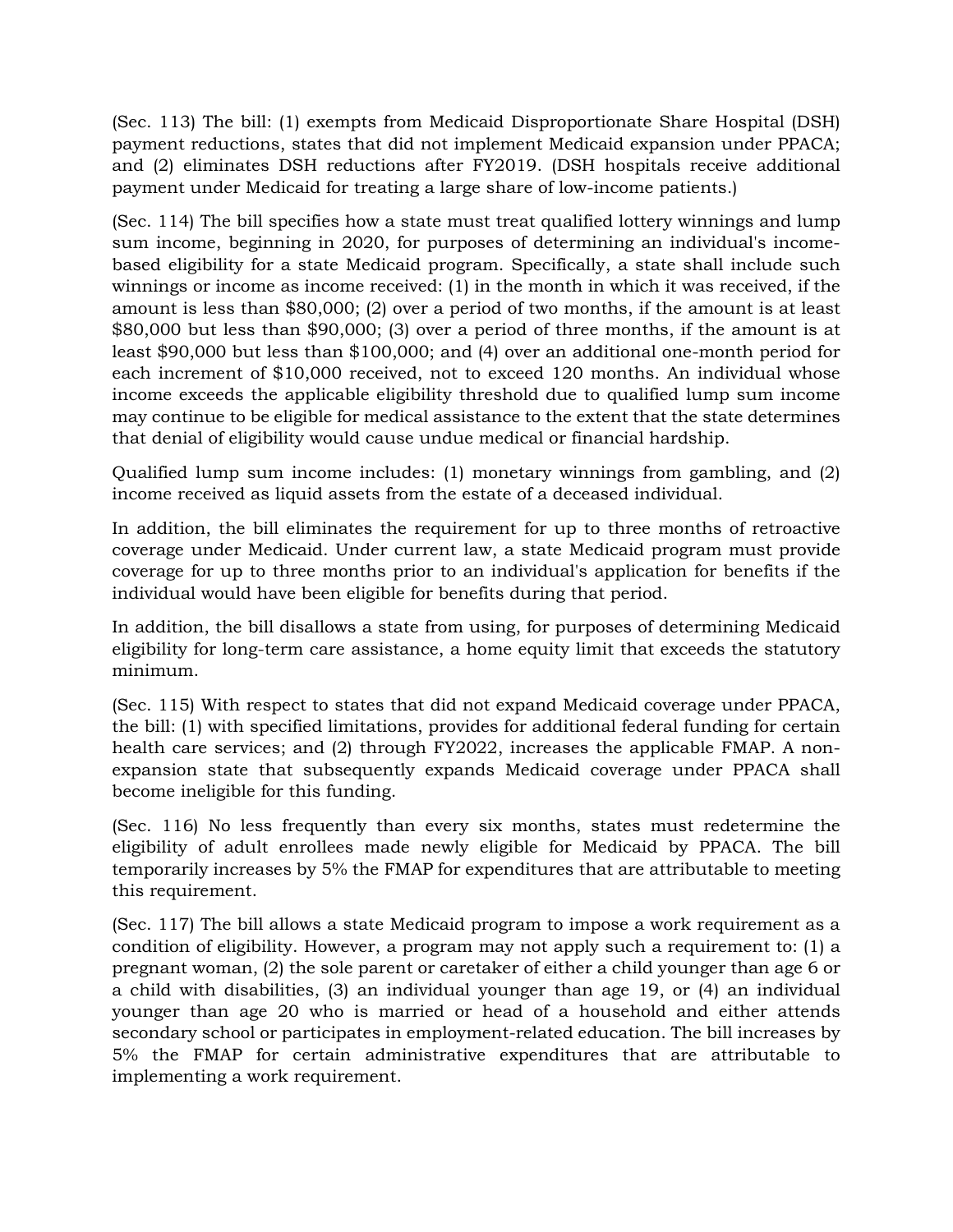(Sec. 113) The bill: (1) exempts from Medicaid Disproportionate Share Hospital (DSH) payment reductions, states that did not implement Medicaid expansion under PPACA; and (2) eliminates DSH reductions after FY2019. (DSH hospitals receive additional payment under Medicaid for treating a large share of low-income patients.)

(Sec. 114) The bill specifies how a state must treat qualified lottery winnings and lump sum income, beginning in 2020, for purposes of determining an individual's income-based eligibility for a state Medicaid program. Specifically, a state shall include such winnings or income as income received: (1) in the month in which it was received, if the amount is less than $80,000; (2) over a period of two months, if the amount is at least $80,000 but less than $90,000; (3) over a period of three months, if the amount is at least $90,000 but less than $100,000; and (4) over an additional one-month period for each increment of $10,000 received, not to exceed 120 months. An individual whose income exceeds the applicable eligibility threshold due to qualified lump sum income may continue to be eligible for medical assistance to the extent that the state determines that denial of eligibility would cause undue medical or financial hardship.

Qualified lump sum income includes: (1) monetary winnings from gambling, and (2) income received as liquid assets from the estate of a deceased individual.

In addition, the bill eliminates the requirement for up to three months of retroactive coverage under Medicaid. Under current law, a state Medicaid program must provide coverage for up to three months prior to an individual's application for benefits if the individual would have been eligible for benefits during that period.

In addition, the bill disallows a state from using, for purposes of determining Medicaid eligibility for long-term care assistance, a home equity limit that exceeds the statutory minimum.

(Sec. 115) With respect to states that did not expand Medicaid coverage under PPACA, the bill: (1) with specified limitations, provides for additional federal funding for certain health care services; and (2) through FY2022, increases the applicable FMAP. A non-expansion state that subsequently expands Medicaid coverage under PPACA shall become ineligible for this funding.

(Sec. 116) No less frequently than every six months, states must redetermine the eligibility of adult enrollees made newly eligible for Medicaid by PPACA. The bill temporarily increases by 5% the FMAP for expenditures that are attributable to meeting this requirement.

(Sec. 117) The bill allows a state Medicaid program to impose a work requirement as a condition of eligibility. However, a program may not apply such a requirement to: (1) a pregnant woman, (2) the sole parent or caretaker of either a child younger than age 6 or a child with disabilities, (3) an individual younger than age 19, or (4) an individual younger than age 20 who is married or head of a household and either attends secondary school or participates in employment-related education. The bill increases by 5% the FMAP for certain administrative expenditures that are attributable to implementing a work requirement.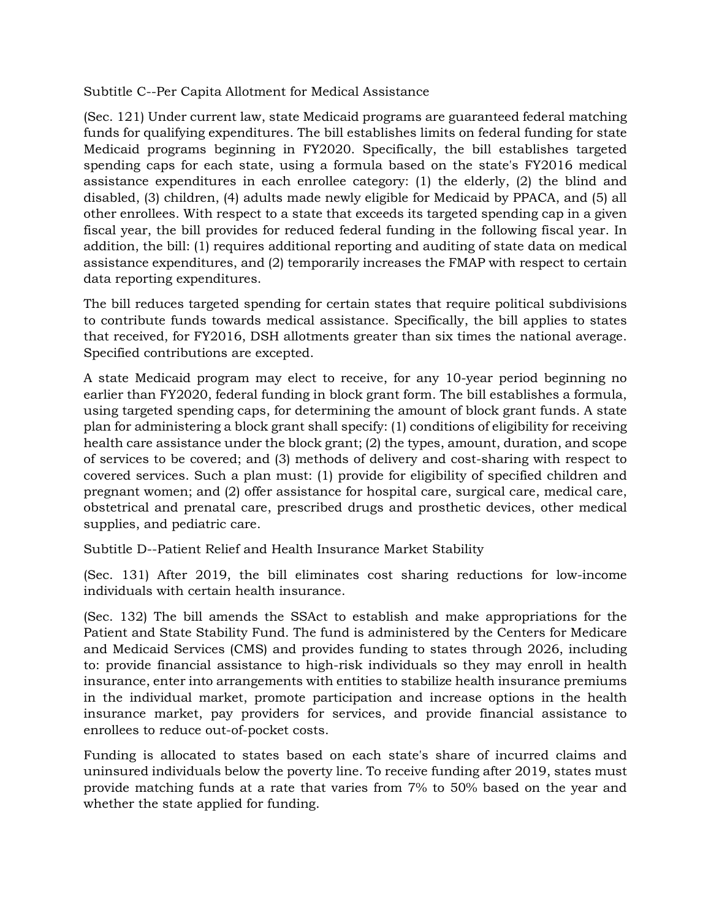## Subtitle C--Per Capita Allotment for Medical Assistance

(Sec. 121) Under current law, state Medicaid programs are guaranteed federal matching funds for qualifying expenditures. The bill establishes limits on federal funding for state Medicaid programs beginning in FY2020. Specifically, the bill establishes targeted spending caps for each state, using a formula based on the state's FY2016 medical assistance expenditures in each enrollee category: (1) the elderly, (2) the blind and disabled, (3) children, (4) adults made newly eligible for Medicaid by PPACA, and (5) all other enrollees. With respect to a state that exceeds its targeted spending cap in a given fiscal year, the bill provides for reduced federal funding in the following fiscal year. In addition, the bill: (1) requires additional reporting and auditing of state data on medical assistance expenditures, and (2) temporarily increases the FMAP with respect to certain data reporting expenditures.

The bill reduces targeted spending for certain states that require political subdivisions to contribute funds towards medical assistance. Specifically, the bill applies to states that received, for FY2016, DSH allotments greater than six times the national average. Specified contributions are excepted.

A state Medicaid program may elect to receive, for any 10-year period beginning no earlier than FY2020, federal funding in block grant form. The bill establishes a formula, using targeted spending caps, for determining the amount of block grant funds. A state plan for administering a block grant shall specify: (1) conditions of eligibility for receiving health care assistance under the block grant; (2) the types, amount, duration, and scope of services to be covered; and (3) methods of delivery and cost-sharing with respect to covered services. Such a plan must: (1) provide for eligibility of specified children and pregnant women; and (2) offer assistance for hospital care, surgical care, medical care, obstetrical and prenatal care, prescribed drugs and prosthetic devices, other medical supplies, and pediatric care.

## Subtitle D--Patient Relief and Health Insurance Market Stability

(Sec. 131) After 2019, the bill eliminates cost sharing reductions for low-income individuals with certain health insurance.

(Sec. 132) The bill amends the SSAct to establish and make appropriations for the Patient and State Stability Fund. The fund is administered by the Centers for Medicare and Medicaid Services (CMS) and provides funding to states through 2026, including to: provide financial assistance to high-risk individuals so they may enroll in health insurance, enter into arrangements with entities to stabilize health insurance premiums in the individual market, promote participation and increase options in the health insurance market, pay providers for services, and provide financial assistance to enrollees to reduce out-of-pocket costs.

Funding is allocated to states based on each state's share of incurred claims and uninsured individuals below the poverty line. To receive funding after 2019, states must provide matching funds at a rate that varies from 7% to 50% based on the year and whether the state applied for funding.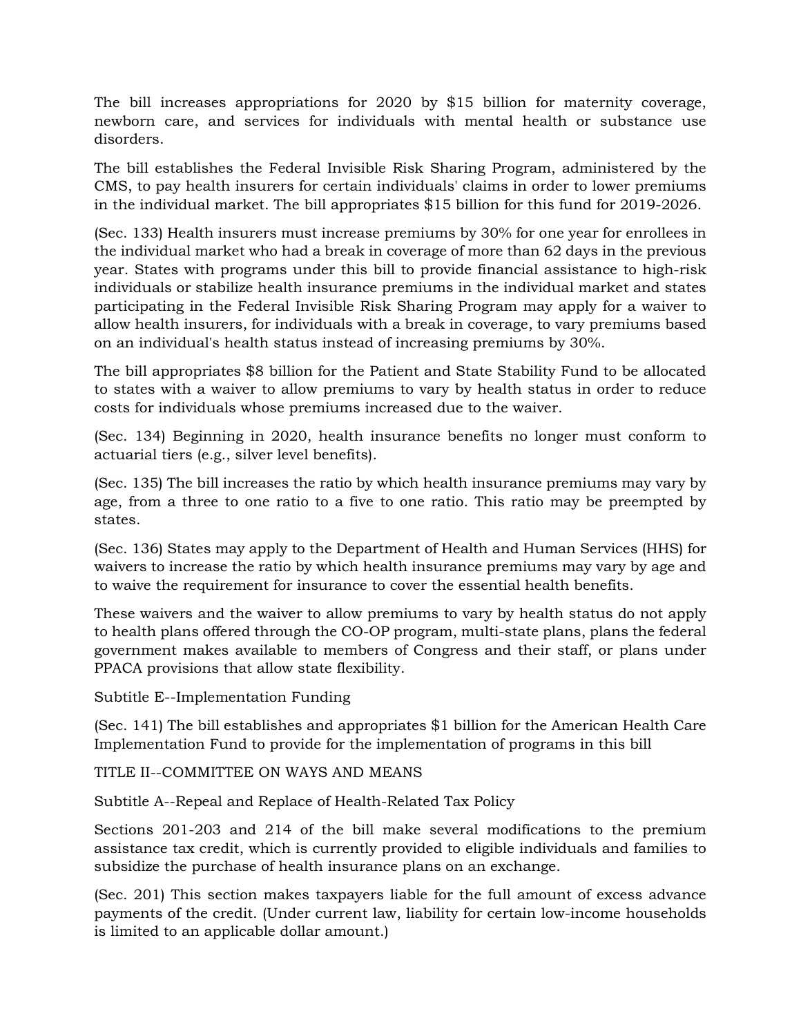The bill increases appropriations for 2020 by $15 billion for maternity coverage, newborn care, and services for individuals with mental health or substance use disorders.

The bill establishes the Federal Invisible Risk Sharing Program, administered by the CMS, to pay health insurers for certain individuals' claims in order to lower premiums in the individual market. The bill appropriates $15 billion for this fund for 2019-2026.

(Sec. 133) Health insurers must increase premiums by 30% for one year for enrollees in the individual market who had a break in coverage of more than 62 days in the previous year. States with programs under this bill to provide financial assistance to high-risk individuals or stabilize health insurance premiums in the individual market and states participating in the Federal Invisible Risk Sharing Program may apply for a waiver to allow health insurers, for individuals with a break in coverage, to vary premiums based on an individual's health status instead of increasing premiums by 30%.

The bill appropriates $8 billion for the Patient and State Stability Fund to be allocated to states with a waiver to allow premiums to vary by health status in order to reduce costs for individuals whose premiums increased due to the waiver.

(Sec. 134) Beginning in 2020, health insurance benefits no longer must conform to actuarial tiers (e.g., silver level benefits).

(Sec. 135) The bill increases the ratio by which health insurance premiums may vary by age, from a three to one ratio to a five to one ratio. This ratio may be preempted by states.

(Sec. 136) States may apply to the Department of Health and Human Services (HHS) for waivers to increase the ratio by which health insurance premiums may vary by age and to waive the requirement for insurance to cover the essential health benefits.

These waivers and the waiver to allow premiums to vary by health status do not apply to health plans offered through the CO-OP program, multi-state plans, plans the federal government makes available to members of Congress and their staff, or plans under PPACA provisions that allow state flexibility.

Subtitle E--Implementation Funding

(Sec. 141) The bill establishes and appropriates $1 billion for the American Health Care Implementation Fund to provide for the implementation of programs in this bill

TITLE II--COMMITTEE ON WAYS AND MEANS

Subtitle A--Repeal and Replace of Health-Related Tax Policy

Sections 201-203 and 214 of the bill make several modifications to the premium assistance tax credit, which is currently provided to eligible individuals and families to subsidize the purchase of health insurance plans on an exchange.

(Sec. 201) This section makes taxpayers liable for the full amount of excess advance payments of the credit. (Under current law, liability for certain low-income households is limited to an applicable dollar amount.)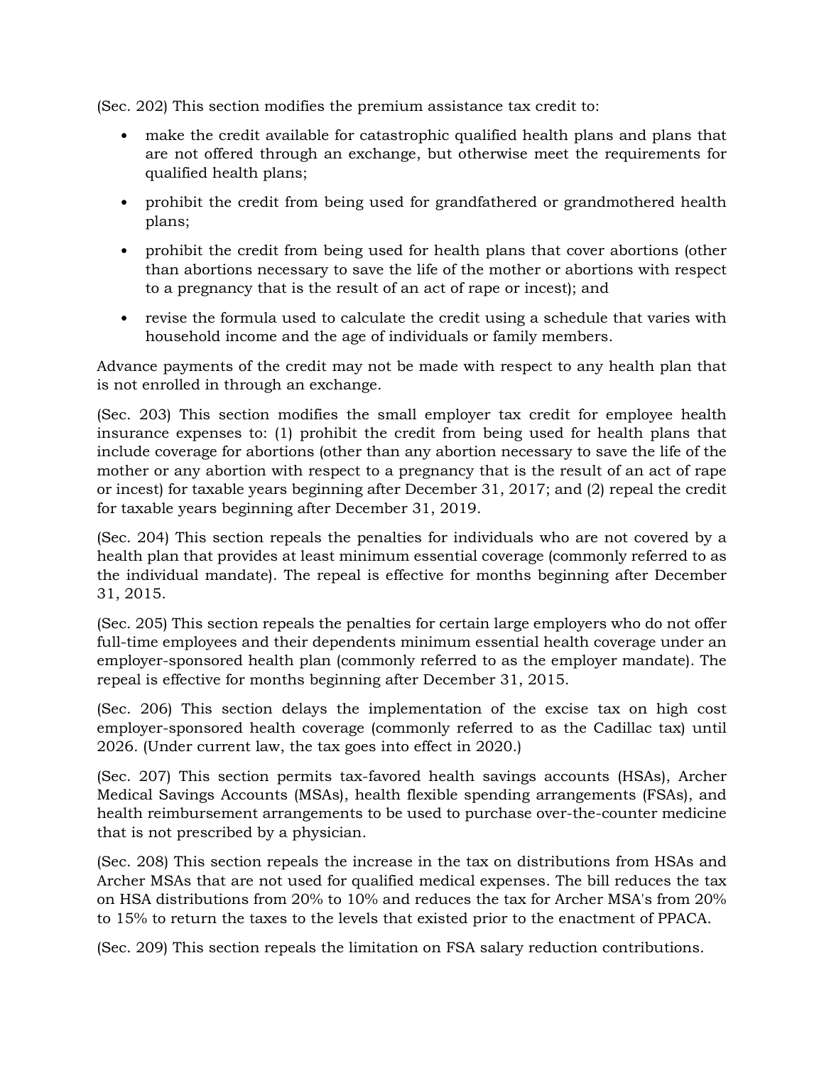(Sec. 202) This section modifies the premium assistance tax credit to:

- make the credit available for catastrophic qualified health plans and plans that are not offered through an exchange, but otherwise meet the requirements for qualified health plans;
- prohibit the credit from being used for grandfathered or grandmothered health plans;
- prohibit the credit from being used for health plans that cover abortions (other than abortions necessary to save the life of the mother or abortions with respect to a pregnancy that is the result of an act of rape or incest); and
- revise the formula used to calculate the credit using a schedule that varies with household income and the age of individuals or family members.

Advance payments of the credit may not be made with respect to any health plan that is not enrolled in through an exchange.

(Sec. 203) This section modifies the small employer tax credit for employee health insurance expenses to: (1) prohibit the credit from being used for health plans that include coverage for abortions (other than any abortion necessary to save the life of the mother or any abortion with respect to a pregnancy that is the result of an act of rape or incest) for taxable years beginning after December 31, 2017; and (2) repeal the credit for taxable years beginning after December 31, 2019.

(Sec. 204) This section repeals the penalties for individuals who are not covered by a health plan that provides at least minimum essential coverage (commonly referred to as the individual mandate). The repeal is effective for months beginning after December 31, 2015.

(Sec. 205) This section repeals the penalties for certain large employers who do not offer full-time employees and their dependents minimum essential health coverage under an employer-sponsored health plan (commonly referred to as the employer mandate). The repeal is effective for months beginning after December 31, 2015.

(Sec. 206) This section delays the implementation of the excise tax on high cost employer-sponsored health coverage (commonly referred to as the Cadillac tax) until 2026. (Under current law, the tax goes into effect in 2020.)

(Sec. 207) This section permits tax-favored health savings accounts (HSAs), Archer Medical Savings Accounts (MSAs), health flexible spending arrangements (FSAs), and health reimbursement arrangements to be used to purchase over-the-counter medicine that is not prescribed by a physician.

(Sec. 208) This section repeals the increase in the tax on distributions from HSAs and Archer MSAs that are not used for qualified medical expenses. The bill reduces the tax on HSA distributions from 20% to 10% and reduces the tax for Archer MSA's from 20% to 15% to return the taxes to the levels that existed prior to the enactment of PPACA.

(Sec. 209) This section repeals the limitation on FSA salary reduction contributions.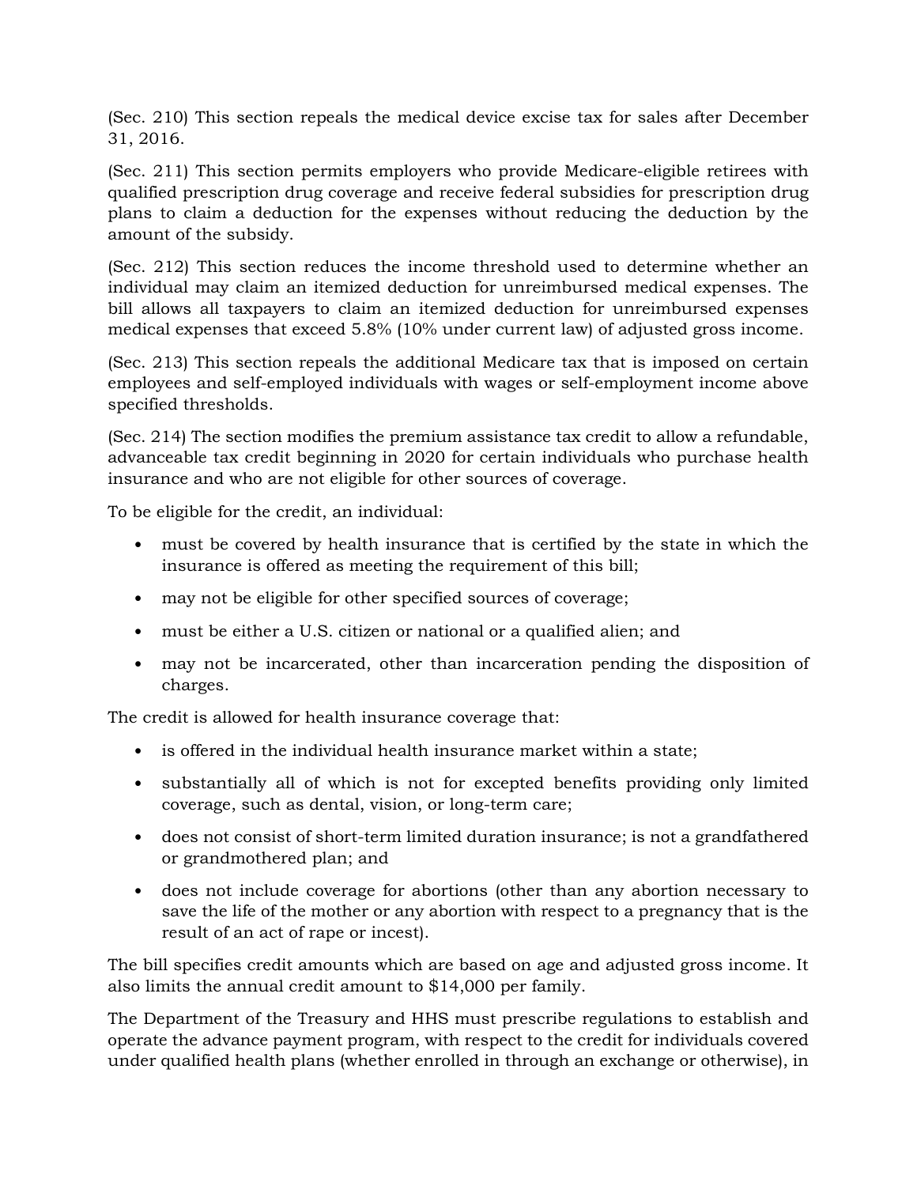(Sec. 210) This section repeals the medical device excise tax for sales after December 31, 2016.

(Sec. 211) This section permits employers who provide Medicare-eligible retirees with qualified prescription drug coverage and receive federal subsidies for prescription drug plans to claim a deduction for the expenses without reducing the deduction by the amount of the subsidy.

(Sec. 212) This section reduces the income threshold used to determine whether an individual may claim an itemized deduction for unreimbursed medical expenses. The bill allows all taxpayers to claim an itemized deduction for unreimbursed expenses medical expenses that exceed 5.8% (10% under current law) of adjusted gross income.

(Sec. 213) This section repeals the additional Medicare tax that is imposed on certain employees and self-employed individuals with wages or self-employment income above specified thresholds.

(Sec. 214) The section modifies the premium assistance tax credit to allow a refundable, advanceable tax credit beginning in 2020 for certain individuals who purchase health insurance and who are not eligible for other sources of coverage.

To be eligible for the credit, an individual:

- must be covered by health insurance that is certified by the state in which the insurance is offered as meeting the requirement of this bill;
- may not be eligible for other specified sources of coverage;
- must be either a U.S. citizen or national or a qualified alien; and
- may not be incarcerated, other than incarceration pending the disposition of charges.

The credit is allowed for health insurance coverage that:

- is offered in the individual health insurance market within a state;
- substantially all of which is not for excepted benefits providing only limited coverage, such as dental, vision, or long-term care;
- does not consist of short-term limited duration insurance; is not a grandfathered or grandmothered plan; and
- does not include coverage for abortions (other than any abortion necessary to save the life of the mother or any abortion with respect to a pregnancy that is the result of an act of rape or incest).

The bill specifies credit amounts which are based on age and adjusted gross income. It also limits the annual credit amount to $14,000 per family.

The Department of the Treasury and HHS must prescribe regulations to establish and operate the advance payment program, with respect to the credit for individuals covered under qualified health plans (whether enrolled in through an exchange or otherwise), in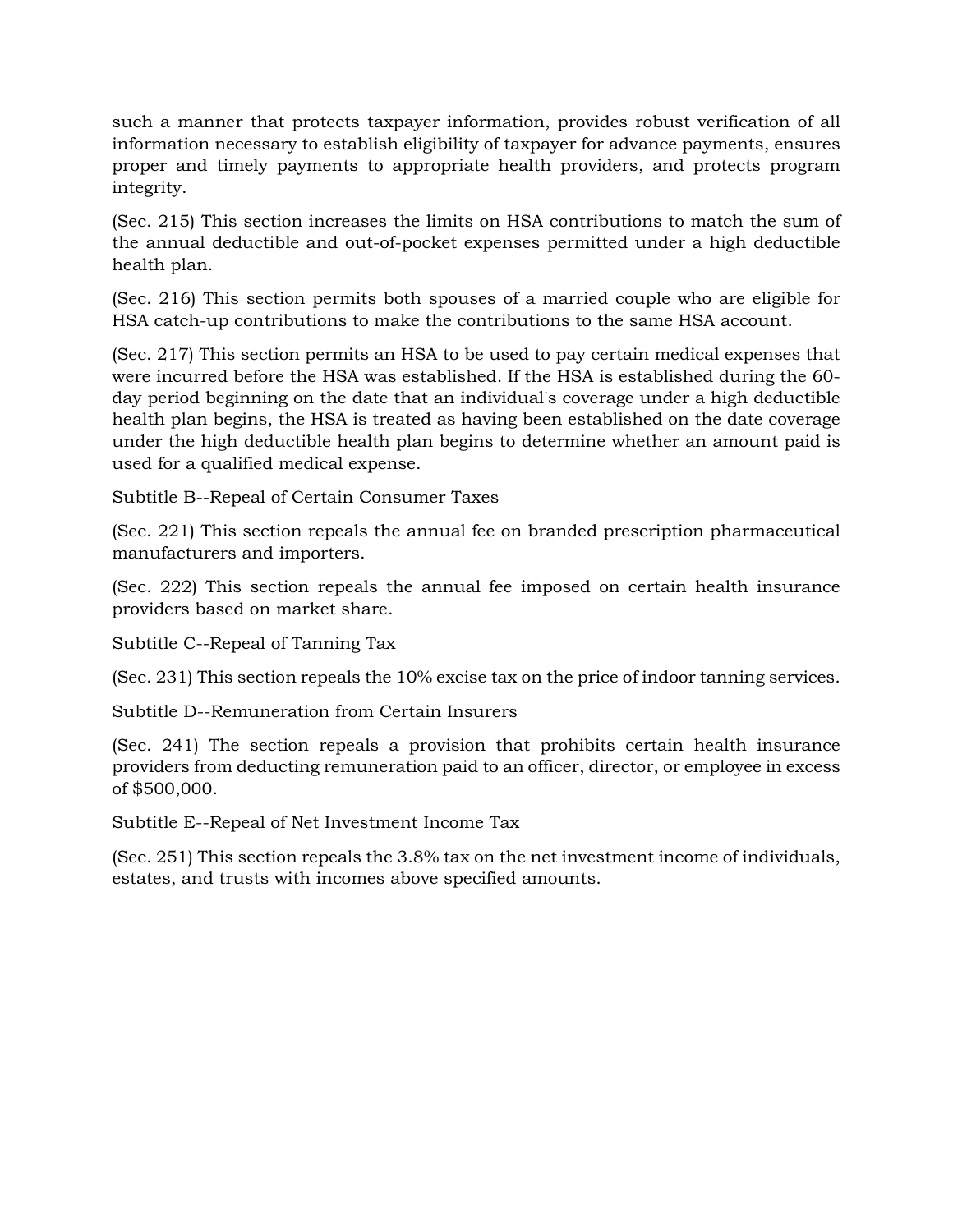such a manner that protects taxpayer information, provides robust verification of all information necessary to establish eligibility of taxpayer for advance payments, ensures proper and timely payments to appropriate health providers, and protects program integrity.

(Sec. 215) This section increases the limits on HSA contributions to match the sum of the annual deductible and out-of-pocket expenses permitted under a high deductible health plan.

(Sec. 216) This section permits both spouses of a married couple who are eligible for HSA catch-up contributions to make the contributions to the same HSA account.

(Sec. 217) This section permits an HSA to be used to pay certain medical expenses that were incurred before the HSA was established. If the HSA is established during the 60-day period beginning on the date that an individual's coverage under a high deductible health plan begins, the HSA is treated as having been established on the date coverage under the high deductible health plan begins to determine whether an amount paid is used for a qualified medical expense.

Subtitle B--Repeal of Certain Consumer Taxes

(Sec. 221) This section repeals the annual fee on branded prescription pharmaceutical manufacturers and importers.

(Sec. 222) This section repeals the annual fee imposed on certain health insurance providers based on market share.

Subtitle C--Repeal of Tanning Tax

(Sec. 231) This section repeals the 10% excise tax on the price of indoor tanning services.

Subtitle D--Remuneration from Certain Insurers

(Sec. 241) The section repeals a provision that prohibits certain health insurance providers from deducting remuneration paid to an officer, director, or employee in excess of $500,000.

Subtitle E--Repeal of Net Investment Income Tax

(Sec. 251) This section repeals the 3.8% tax on the net investment income of individuals, estates, and trusts with incomes above specified amounts.